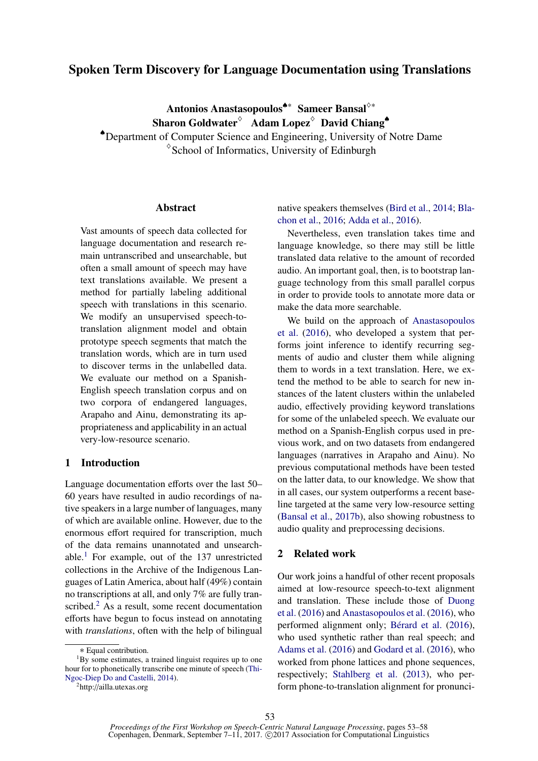# Spoken Term Discovery for Language Documentation using Translations

**Antonios Anastasopoulos**[♠∗] **Sameer Bansal**[♢∗]
**Sharon Goldwater**[♢] **Adam Lopez**[♢] **David Chiang**[♠]

[♠]Department of Computer Science and Engineering, University of Notre Dame
[♢]School of Informatics, University of Edinburgh

## Abstract

Vast amounts of speech data collected for language documentation and research remain untranscribed and unsearchable, but often a small amount of speech may have text translations available. We present a method for partially labeling additional speech with translations in this scenario. We modify an unsupervised speech-to-translation alignment model and obtain prototype speech segments that match the translation words, which are in turn used to discover terms in the unlabelled data. We evaluate our method on a Spanish-English speech translation corpus and on two corpora of endangered languages, Arapaho and Ainu, demonstrating its appropriateness and applicability in an actual very-low-resource scenario.

## 1 Introduction

Language documentation efforts over the last 50–60 years have resulted in audio recordings of native speakers in a large number of languages, many of which are available online. However, due to the enormous effort required for transcription, much of the data remains unannotated and unsearchable.[1] For example, out of the 137 unrestricted collections in the Archive of the Indigenous Languages of Latin America, about half (49%) contain no transcriptions at all, and only 7% are fully transcribed.[2] As a result, some recent documentation efforts have begun to focus instead on annotating with *translations*, often with the help of bilingual native speakers themselves (Bird et al., 2014; Blachon et al., 2016; Adda et al., 2016).

Nevertheless, even translation takes time and language knowledge, so there may still be little translated data relative to the amount of recorded audio. An important goal, then, is to bootstrap language technology from this small parallel corpus in order to provide tools to annotate more data or make the data more searchable.

We build on the approach of Anastasopoulos et al. (2016), who developed a system that performs joint inference to identify recurring segments of audio and cluster them while aligning them to words in a text translation. Here, we extend the method to be able to search for new instances of the latent clusters within the unlabeled audio, effectively providing keyword translations for some of the unlabeled speech. We evaluate our method on a Spanish-English corpus used in previous work, and on two datasets from endangered languages (narratives in Arapaho and Ainu). No previous computational methods have been tested on the latter data, to our knowledge. We show that in all cases, our system outperforms a recent baseline targeted at the same very low-resource setting (Bansal et al., 2017b), also showing robustness to audio quality and preprocessing decisions.

## 2 Related work

Our work joins a handful of other recent proposals aimed at low-resource speech-to-text alignment and translation. These include those of Duong et al. (2016) and Anastasopoulos et al. (2016), who performed alignment only; Bérard et al. (2016), who used synthetic rather than real speech; and Adams et al. (2016) and Godard et al. (2016), who worked from phone lattices and phone sequences, respectively; Stahlberg et al. (2013), who perform phone-to-translation alignment for pronunci-

∗ Equal contribution.

[1]By some estimates, a trained linguist requires up to one hour for to phonetically transcribe one minute of speech (Thi-Ngoc-Diep Do and Castelli, 2014).

[2]http://ailla.utexas.org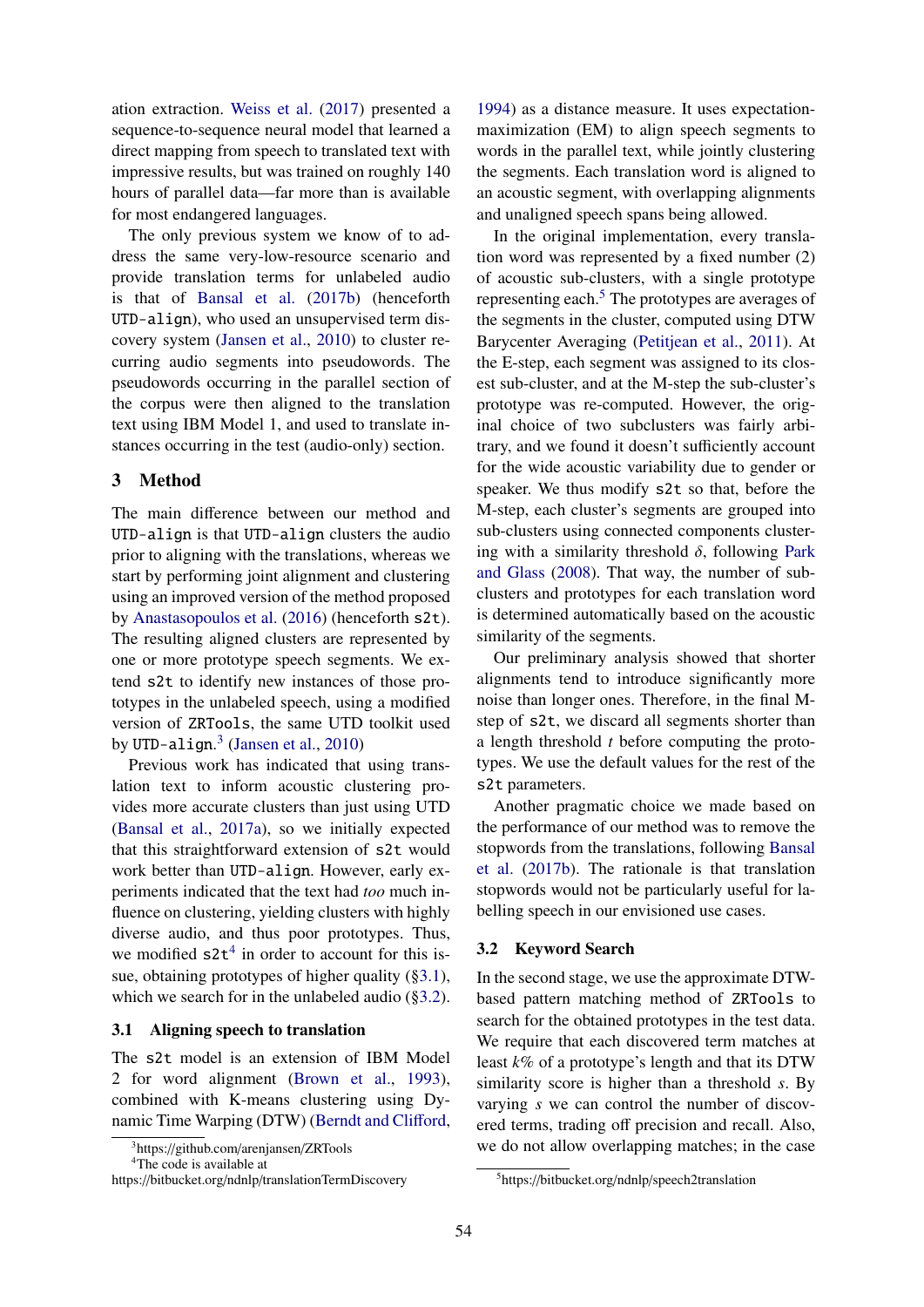ation extraction. Weiss et al. (2017) presented a sequence-to-sequence neural model that learned a direct mapping from speech to translated text with impressive results, but was trained on roughly 140 hours of parallel data—far more than is available for most endangered languages.

The only previous system we know of to address the same very-low-resource scenario and provide translation terms for unlabeled audio is that of Bansal et al. (2017b) (henceforth `UTD-align`), who used an unsupervised term discovery system (Jansen et al., 2010) to cluster recurring audio segments into pseudowords. The pseudowords occurring in the parallel section of the corpus were then aligned to the translation text using IBM Model 1, and used to translate instances occurring in the test (audio-only) section.

## 3 Method

The main difference between our method and `UTD-align` is that `UTD-align` clusters the audio prior to aligning with the translations, whereas we start by performing joint alignment and clustering using an improved version of the method proposed by Anastasopoulos et al. (2016) (henceforth `s2t`). The resulting aligned clusters are represented by one or more prototype speech segments. We extend `s2t` to identify new instances of those prototypes in the unlabeled speech, using a modified version of `ZRTools`, the same UTD toolkit used by `UTD-align`.[3] (Jansen et al., 2010)

Previous work has indicated that using translation text to inform acoustic clustering provides more accurate clusters than just using UTD (Bansal et al., 2017a), so we initially expected that this straightforward extension of `s2t` would work better than `UTD-align`. However, early experiments indicated that the text had *too* much influence on clustering, yielding clusters with highly diverse audio, and thus poor prototypes. Thus, we modified `s2t`[4] in order to account for this issue, obtaining prototypes of higher quality (§3.1), which we search for in the unlabeled audio (§3.2).

### 3.1 Aligning speech to translation

The `s2t` model is an extension of IBM Model 2 for word alignment (Brown et al., 1993), combined with K-means clustering using Dynamic Time Warping (DTW) (Berndt and Clifford, 1994) as a distance measure. It uses expectation-maximization (EM) to align speech segments to words in the parallel text, while jointly clustering the segments. Each translation word is aligned to an acoustic segment, with overlapping alignments and unaligned speech spans being allowed.

In the original implementation, every translation word was represented by a fixed number (2) of acoustic sub-clusters, with a single prototype representing each.[5] The prototypes are averages of the segments in the cluster, computed using DTW Barycenter Averaging (Petitjean et al., 2011). At the E-step, each segment was assigned to its closest sub-cluster, and at the M-step the sub-cluster's prototype was re-computed. However, the original choice of two subclusters was fairly arbitrary, and we found it doesn't sufficiently account for the wide acoustic variability due to gender or speaker. We thus modify `s2t` so that, before the M-step, each cluster's segments are grouped into sub-clusters using connected components clustering with a similarity threshold $\delta$, following Park and Glass (2008). That way, the number of sub-clusters and prototypes for each translation word is determined automatically based on the acoustic similarity of the segments.

Our preliminary analysis showed that shorter alignments tend to introduce significantly more noise than longer ones. Therefore, in the final M-step of `s2t`, we discard all segments shorter than a length threshold $t$ before computing the prototypes. We use the default values for the rest of the `s2t` parameters.

Another pragmatic choice we made based on the performance of our method was to remove the stopwords from the translations, following Bansal et al. (2017b). The rationale is that translation stopwords would not be particularly useful for labelling speech in our envisioned use cases.

### 3.2 Keyword Search

In the second stage, we use the approximate DTW-based pattern matching method of `ZRTools` to search for the obtained prototypes in the test data. We require that each discovered term matches at least $k$% of a prototype's length and that its DTW similarity score is higher than a threshold $s$. By varying $s$ we can control the number of discovered terms, trading off precision and recall. Also, we do not allow overlapping matches; in the case

[3] https://github.com/arenjansen/ZRTools

[4] The code is available at https://bitbucket.org/ndnlp/translationTermDiscovery

[5] https://bitbucket.org/ndnlp/speech2translation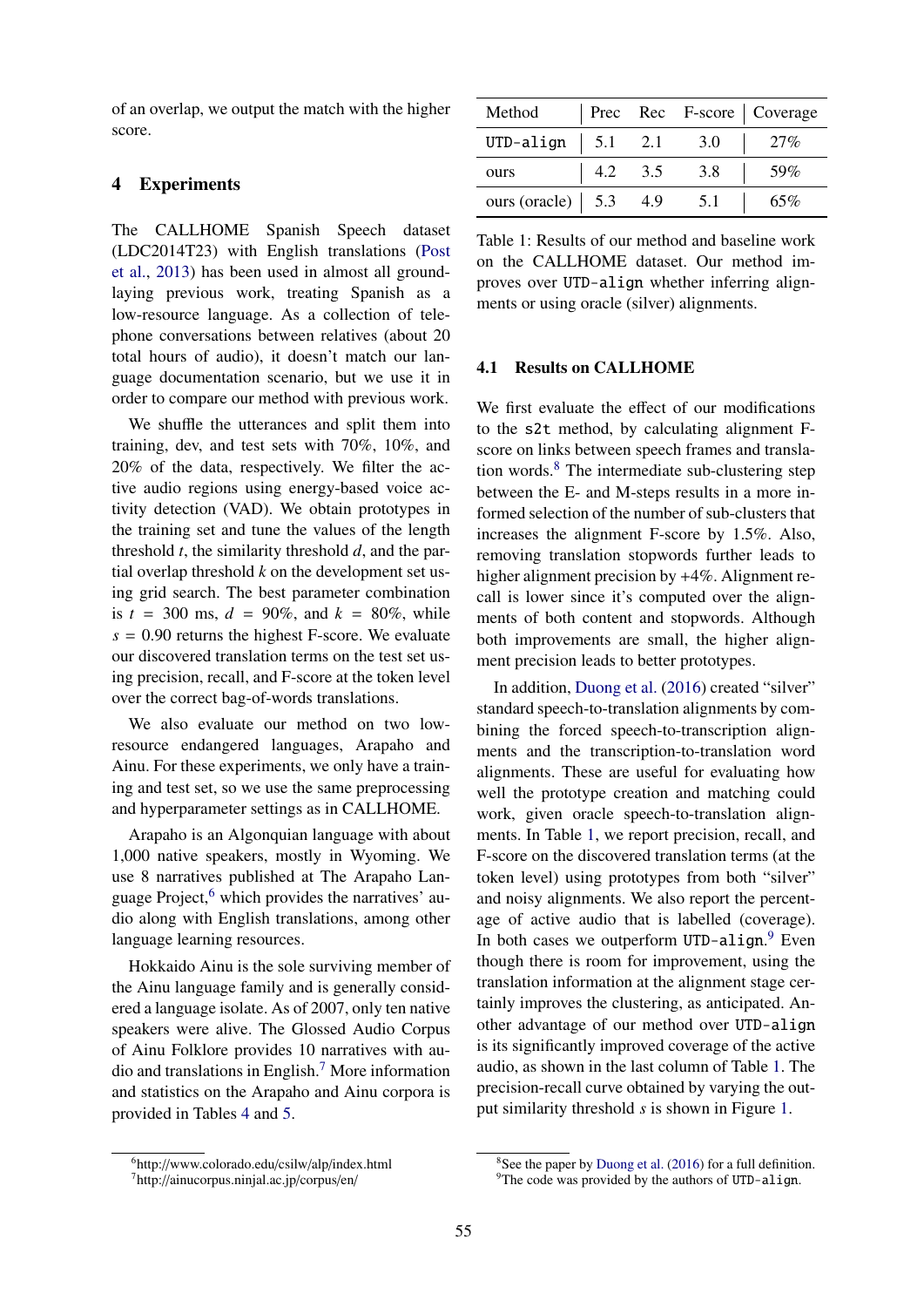of an overlap, we output the match with the higher score.

## 4 Experiments

The CALLHOME Spanish Speech dataset (LDC2014T23) with English translations (Post et al., 2013) has been used in almost all groundlaying previous work, treating Spanish as a low-resource language. As a collection of telephone conversations between relatives (about 20 total hours of audio), it doesn't match our language documentation scenario, but we use it in order to compare our method with previous work.

We shuffle the utterances and split them into training, dev, and test sets with 70%, 10%, and 20% of the data, respectively. We filter the active audio regions using energy-based voice activity detection (VAD). We obtain prototypes in the training set and tune the values of the length threshold $t$, the similarity threshold $d$, and the partial overlap threshold $k$ on the development set using grid search. The best parameter combination is $t = 300$ ms, $d = 90\%$, and $k = 80\%$, while $s = 0.90$ returns the highest F-score. We evaluate our discovered translation terms on the test set using precision, recall, and F-score at the token level over the correct bag-of-words translations.

We also evaluate our method on two low-resource endangered languages, Arapaho and Ainu. For these experiments, we only have a training and test set, so we use the same preprocessing and hyperparameter settings as in CALLHOME.

Arapaho is an Algonquian language with about 1,000 native speakers, mostly in Wyoming. We use 8 narratives published at The Arapaho Language Project,[6] which provides the narratives' audio along with English translations, among other language learning resources.

Hokkaido Ainu is the sole surviving member of the Ainu language family and is generally considered a language isolate. As of 2007, only ten native speakers were alive. The Glossed Audio Corpus of Ainu Folklore provides 10 narratives with audio and translations in English.[7] More information and statistics on the Arapaho and Ainu corpora is provided in Tables 4 and 5.

[6] http://www.colorado.edu/csilw/alp/index.html

[7] http://ainucorpus.ninjal.ac.jp/corpus/en/

| Method | Prec | Rec | F-score | Coverage |
|---|---|---|---|---|
| `UTD-align` | 5.1 | 2.1 | 3.0 | 27% |
| ours | 4.2 | 3.5 | 3.8 | 59% |
| ours (oracle) | 5.3 | 4.9 | 5.1 | 65% |

Table 1: Results of our method and baseline work on the CALLHOME dataset. Our method improves over `UTD-align` whether inferring alignments or using oracle (silver) alignments.

### 4.1 Results on CALLHOME

We first evaluate the effect of our modifications to the `s2t` method, by calculating alignment F-score on links between speech frames and translation words.[8] The intermediate sub-clustering step between the E- and M-steps results in a more informed selection of the number of sub-clusters that increases the alignment F-score by 1.5%. Also, removing translation stopwords further leads to higher alignment precision by +4%. Alignment recall is lower since it's computed over the alignments of both content and stopwords. Although both improvements are small, the higher alignment precision leads to better prototypes.

In addition, Duong et al. (2016) created "silver" standard speech-to-translation alignments by combining the forced speech-to-transcription alignments and the transcription-to-translation word alignments. These are useful for evaluating how well the prototype creation and matching could work, given oracle speech-to-translation alignments. In Table 1, we report precision, recall, and F-score on the discovered translation terms (at the token level) using prototypes from both "silver" and noisy alignments. We also report the percentage of active audio that is labelled (coverage). In both cases we outperform `UTD-align`.[9] Even though there is room for improvement, using the translation information at the alignment stage certainly improves the clustering, as anticipated. Another advantage of our method over `UTD-align` is its significantly improved coverage of the active audio, as shown in the last column of Table 1. The precision-recall curve obtained by varying the output similarity threshold $s$ is shown in Figure 1.

[8] See the paper by Duong et al. (2016) for a full definition.

[9] The code was provided by the authors of `UTD-align`.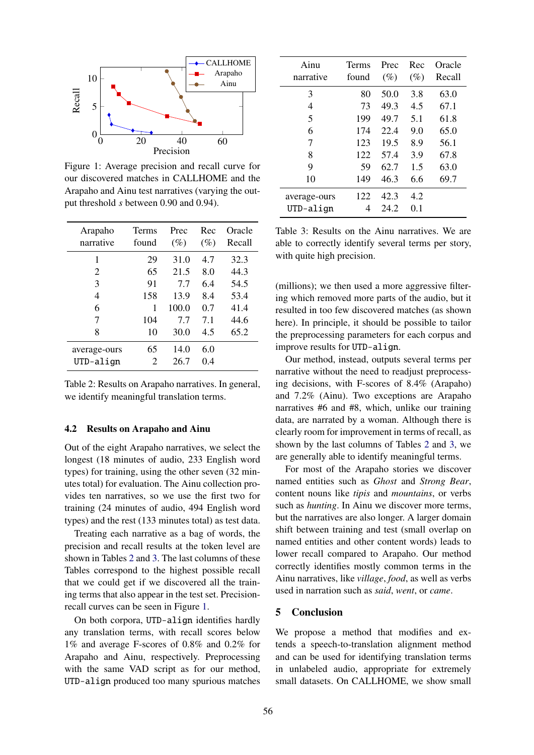Figure 1: Average precision and recall curve for our discovered matches in CALLHOME and the Arapaho and Ainu test narratives (varying the output threshold $s$ between 0.90 and 0.94).

| Arapaho narrative | Terms found | Prec (%) | Rec (%) | Oracle Recall |
|---|---|---|---|---|
| 1 | 29 | 31.0 | 4.7 | 32.3 |
| 2 | 65 | 21.5 | 8.0 | 44.3 |
| 3 | 91 | 7.7 | 6.4 | 54.5 |
| 4 | 158 | 13.9 | 8.4 | 53.4 |
| 6 | 1 | 100.0 | 0.7 | 41.4 |
| 7 | 104 | 7.7 | 7.1 | 44.6 |
| 8 | 10 | 30.0 | 4.5 | 65.2 |
| average-ours | 65 | 14.0 | 6.0 | |
| UTD-align | 2 | 26.7 | 0.4 | |

Table 2: Results on Arapaho narratives. In general, we identify meaningful translation terms.

### 4.2 Results on Arapaho and Ainu

Out of the eight Arapaho narratives, we select the longest (18 minutes of audio, 233 English word types) for training, using the other seven (32 minutes total) for evaluation. The Ainu collection provides ten narratives, so we use the first two for training (24 minutes of audio, 494 English word types) and the rest (133 minutes total) as test data.

Treating each narrative as a bag of words, the precision and recall results at the token level are shown in Tables 2 and 3. The last columns of these Tables correspond to the highest possible recall that we could get if we discovered all the training terms that also appear in the test set. Precision-recall curves can be seen in Figure 1.

On both corpora, UTD-align identifies hardly any translation terms, with recall scores below 1% and average F-scores of 0.8% and 0.2% for Arapaho and Ainu, respectively. Preprocessing with the same VAD script as for our method, UTD-align produced too many spurious matches

| Ainu narrative | Terms found | Prec (%) | Rec (%) | Oracle Recall |
|---|---|---|---|---|
| 3 | 80 | 50.0 | 3.8 | 63.0 |
| 4 | 73 | 49.3 | 4.5 | 67.1 |
| 5 | 199 | 49.7 | 5.1 | 61.8 |
| 6 | 174 | 22.4 | 9.0 | 65.0 |
| 7 | 123 | 19.5 | 8.9 | 56.1 |
| 8 | 122 | 57.4 | 3.9 | 67.8 |
| 9 | 59 | 62.7 | 1.5 | 63.0 |
| 10 | 149 | 46.3 | 6.6 | 69.7 |
| average-ours | 122 | 42.3 | 4.2 | |
| UTD-align | 4 | 24.2 | 0.1 | |

Table 3: Results on the Ainu narratives. We are able to correctly identify several terms per story, with quite high precision.

(millions); we then used a more aggressive filtering which removed more parts of the audio, but it resulted in too few discovered matches (as shown here). In principle, it should be possible to tailor the preprocessing parameters for each corpus and improve results for UTD-align.

Our method, instead, outputs several terms per narrative without the need to readjust preprocessing decisions, with F-scores of 8.4% (Arapaho) and 7.2% (Ainu). Two exceptions are Arapaho narratives #6 and #8, which, unlike our training data, are narrated by a woman. Although there is clearly room for improvement in terms of recall, as shown by the last columns of Tables 2 and 3, we are generally able to identify meaningful terms.

For most of the Arapaho stories we discover named entities such as *Ghost* and *Strong Bear*, content nouns like *tipis* and *mountains*, or verbs such as *hunting*. In Ainu we discover more terms, but the narratives are also longer. A larger domain shift between training and test (small overlap on named entities and other content words) leads to lower recall compared to Arapaho. Our method correctly identifies mostly common terms in the Ainu narratives, like *village*, *food*, as well as verbs used in narration such as *said*, *went*, or *came*.

## 5 Conclusion

We propose a method that modifies and extends a speech-to-translation alignment method and can be used for identifying translation terms in unlabeled audio, appropriate for extremely small datasets. On CALLHOME, we show small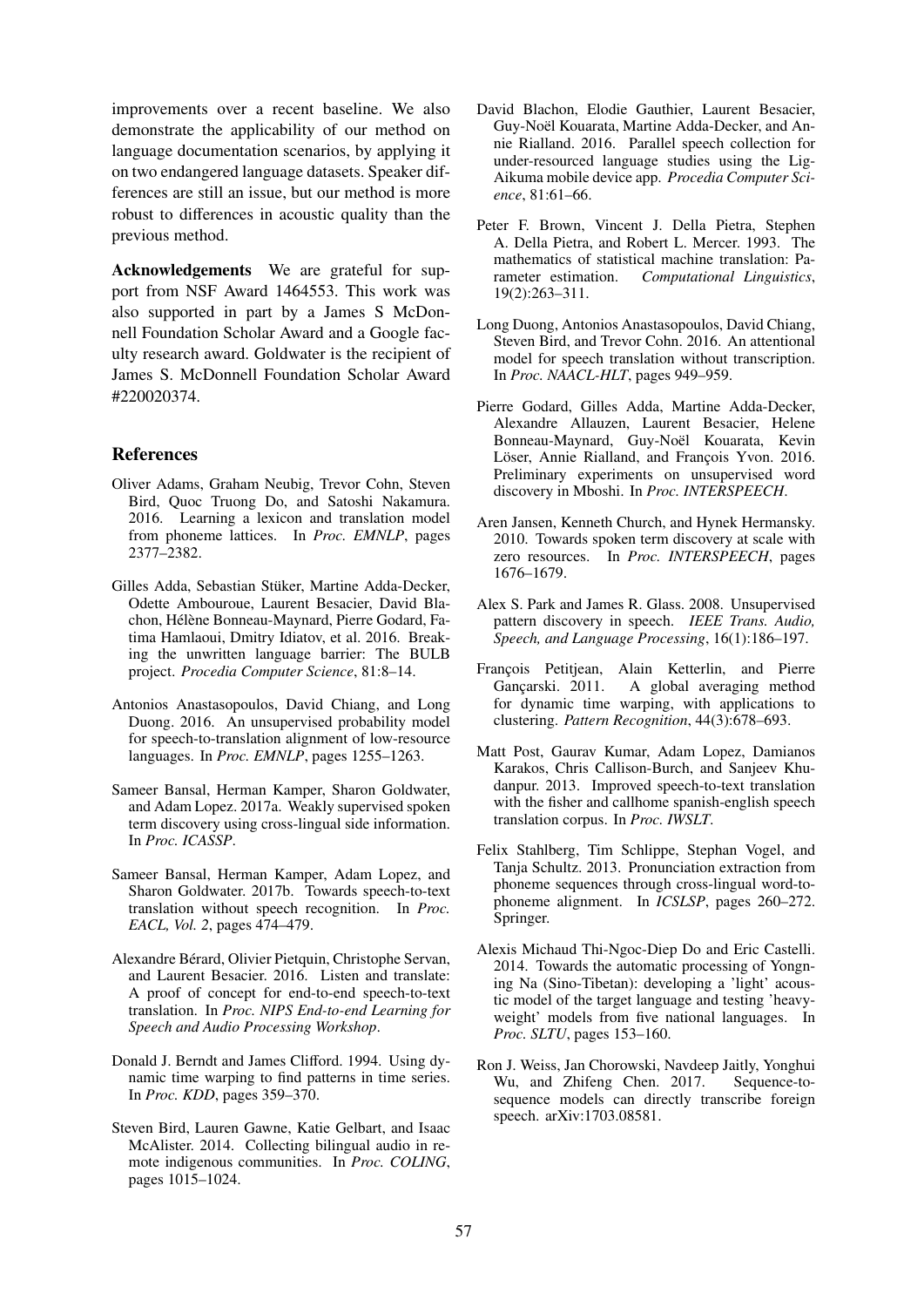improvements over a recent baseline. We also demonstrate the applicability of our method on language documentation scenarios, by applying it on two endangered language datasets. Speaker differences are still an issue, but our method is more robust to differences in acoustic quality than the previous method.

**Acknowledgements** We are grateful for support from NSF Award 1464553. This work was also supported in part by a James S McDonnell Foundation Scholar Award and a Google faculty research award. Goldwater is the recipient of James S. McDonnell Foundation Scholar Award #220020374.

## References

Oliver Adams, Graham Neubig, Trevor Cohn, Steven Bird, Quoc Truong Do, and Satoshi Nakamura. 2016. Learning a lexicon and translation model from phoneme lattices. In *Proc. EMNLP*, pages 2377–2382.

Gilles Adda, Sebastian Stüker, Martine Adda-Decker, Odette Ambouroue, Laurent Besacier, David Blachon, Hélène Bonneau-Maynard, Pierre Godard, Fatima Hamlaoui, Dmitry Idiatov, et al. 2016. Breaking the unwritten language barrier: The BULB project. *Procedia Computer Science*, 81:8–14.

Antonios Anastasopoulos, David Chiang, and Long Duong. 2016. An unsupervised probability model for speech-to-translation alignment of low-resource languages. In *Proc. EMNLP*, pages 1255–1263.

Sameer Bansal, Herman Kamper, Sharon Goldwater, and Adam Lopez. 2017a. Weakly supervised spoken term discovery using cross-lingual side information. In *Proc. ICASSP*.

Sameer Bansal, Herman Kamper, Adam Lopez, and Sharon Goldwater. 2017b. Towards speech-to-text translation without speech recognition. In *Proc. EACL, Vol. 2*, pages 474–479.

Alexandre Bérard, Olivier Pietquin, Christophe Servan, and Laurent Besacier. 2016. Listen and translate: A proof of concept for end-to-end speech-to-text translation. In *Proc. NIPS End-to-end Learning for Speech and Audio Processing Workshop*.

Donald J. Berndt and James Clifford. 1994. Using dynamic time warping to find patterns in time series. In *Proc. KDD*, pages 359–370.

Steven Bird, Lauren Gawne, Katie Gelbart, and Isaac McAlister. 2014. Collecting bilingual audio in remote indigenous communities. In *Proc. COLING*, pages 1015–1024.

David Blachon, Elodie Gauthier, Laurent Besacier, Guy-Noël Kouarata, Martine Adda-Decker, and Annie Rialland. 2016. Parallel speech collection for under-resourced language studies using the Lig-Aikuma mobile device app. *Procedia Computer Science*, 81:61–66.

Peter F. Brown, Vincent J. Della Pietra, Stephen A. Della Pietra, and Robert L. Mercer. 1993. The mathematics of statistical machine translation: Parameter estimation. *Computational Linguistics*, 19(2):263–311.

Long Duong, Antonios Anastasopoulos, David Chiang, Steven Bird, and Trevor Cohn. 2016. An attentional model for speech translation without transcription. In *Proc. NAACL-HLT*, pages 949–959.

Pierre Godard, Gilles Adda, Martine Adda-Decker, Alexandre Allauzen, Laurent Besacier, Helene Bonneau-Maynard, Guy-Noël Kouarata, Kevin Löser, Annie Rialland, and François Yvon. 2016. Preliminary experiments on unsupervised word discovery in Mboshi. In *Proc. INTERSPEECH*.

Aren Jansen, Kenneth Church, and Hynek Hermansky. 2010. Towards spoken term discovery at scale with zero resources. In *Proc. INTERSPEECH*, pages 1676–1679.

Alex S. Park and James R. Glass. 2008. Unsupervised pattern discovery in speech. *IEEE Trans. Audio, Speech, and Language Processing*, 16(1):186–197.

François Petitjean, Alain Ketterlin, and Pierre Gançarski. 2011. A global averaging method for dynamic time warping, with applications to clustering. *Pattern Recognition*, 44(3):678–693.

Matt Post, Gaurav Kumar, Adam Lopez, Damianos Karakos, Chris Callison-Burch, and Sanjeev Khudanpur. 2013. Improved speech-to-text translation with the fisher and callhome spanish-english speech translation corpus. In *Proc. IWSLT*.

Felix Stahlberg, Tim Schlippe, Stephan Vogel, and Tanja Schultz. 2013. Pronunciation extraction from phoneme sequences through cross-lingual word-to-phoneme alignment. In *ICSLSP*, pages 260–272. Springer.

Alexis Michaud Thi-Ngoc-Diep Do and Eric Castelli. 2014. Towards the automatic processing of Yongning Na (Sino-Tibetan): developing a 'light' acoustic model of the target language and testing 'heavyweight' models from five national languages. In *Proc. SLTU*, pages 153–160.

Ron J. Weiss, Jan Chorowski, Navdeep Jaitly, Yonghui Wu, and Zhifeng Chen. 2017. Sequence-to-sequence models can directly transcribe foreign speech. arXiv:1703.08581.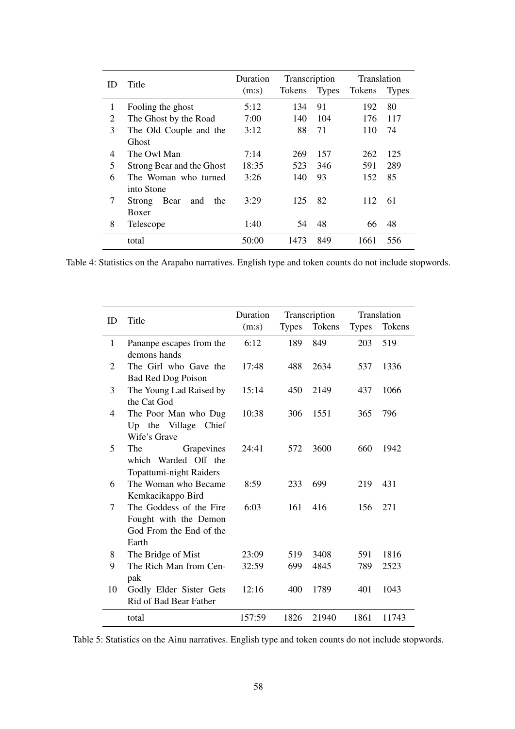| ID | Title | Duration (m:s) | Transcription | | Translation | |
|---|---|---|---|---|---|---|
| | | | Tokens | Types | Tokens | Types |
| 1 | Fooling the ghost | 5:12 | 134 | 91 | 192 | 80 |
| 2 | The Ghost by the Road | 7:00 | 140 | 104 | 176 | 117 |
| 3 | The Old Couple and the Ghost | 3:12 | 88 | 71 | 110 | 74 |
| 4 | The Owl Man | 7:14 | 269 | 157 | 262 | 125 |
| 5 | Strong Bear and the Ghost | 18:35 | 523 | 346 | 591 | 289 |
| 6 | The Woman who turned into Stone | 3:26 | 140 | 93 | 152 | 85 |
| 7 | Strong Bear and the Boxer | 3:29 | 125 | 82 | 112 | 61 |
| 8 | Telescope | 1:40 | 54 | 48 | 66 | 48 |
| | total | 50:00 | 1473 | 849 | 1661 | 556 |

Table 4: Statistics on the Arapaho narratives. English type and token counts do not include stopwords.

| ID | Title | Duration (m:s) | Transcription | | Translation | |
|---|---|---|---|---|---|---|
| | | | Types | Tokens | Types | Tokens |
| 1 | Pananpe escapes from the demons hands | 6:12 | 189 | 849 | 203 | 519 |
| 2 | The Girl who Gave the Bad Red Dog Poison | 17:48 | 488 | 2634 | 537 | 1336 |
| 3 | The Young Lad Raised by the Cat God | 15:14 | 450 | 2149 | 437 | 1066 |
| 4 | The Poor Man who Dug Up the Village Chief Wife's Grave | 10:38 | 306 | 1551 | 365 | 796 |
| 5 | The Grapevines which Warded Off the Topattumi-night Raiders | 24:41 | 572 | 3600 | 660 | 1942 |
| 6 | The Woman who Became Kemkacikappo Bird | 8:59 | 233 | 699 | 219 | 431 |
| 7 | The Goddess of the Fire Fought with the Demon God From the End of the Earth | 6:03 | 161 | 416 | 156 | 271 |
| 8 | The Bridge of Mist | 23:09 | 519 | 3408 | 591 | 1816 |
| 9 | The Rich Man from Cenpak | 32:59 | 699 | 4845 | 789 | 2523 |
| 10 | Godly Elder Sister Gets Rid of Bad Bear Father | 12:16 | 400 | 1789 | 401 | 1043 |
| | total | 157:59 | 1826 | 21940 | 1861 | 11743 |

Table 5: Statistics on the Ainu narratives. English type and token counts do not include stopwords.